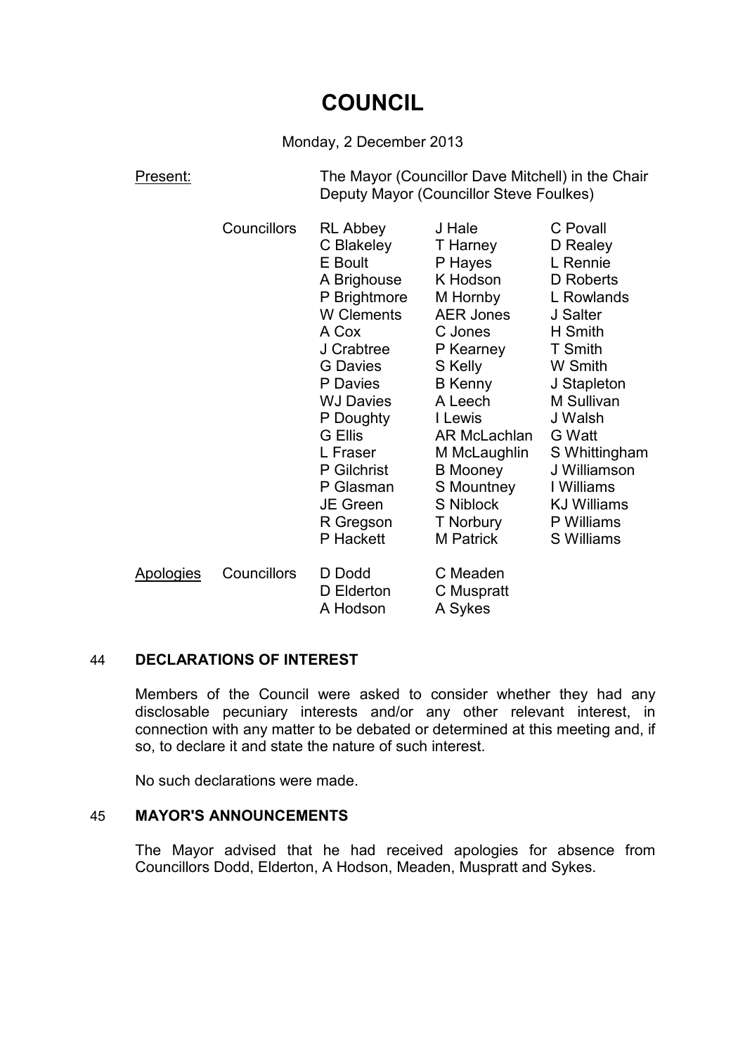# COUNCIL

Monday, 2 December 2013

| | | | | |
|---|---|---|---|---|
| Present: | | The Mayor (Councillor Dave Mitchell) in the Chair<br>Deputy Mayor (Councillor Steve Foulkes) | | |
| | Councillors | RL Abbey | J Hale | C Povall |
| | | C Blakeley | T Harney | D Realey |
| | | E Boult | P Hayes | L Rennie |
| | | A Brighouse | K Hodson | D Roberts |
| | | P Brightmore | M Hornby | L Rowlands |
| | | W Clements | AER Jones | J Salter |
| | | A Cox | C Jones | H Smith |
| | | J Crabtree | P Kearney | T Smith |
| | | G Davies | S Kelly | W Smith |
| | | P Davies | B Kenny | J Stapleton |
| | | WJ Davies | A Leech | M Sullivan |
| | | P Doughty | I Lewis | J Walsh |
| | | G Ellis | AR McLachlan | G Watt |
| | | L Fraser | M McLaughlin | S Whittingham |
| | | P Gilchrist | B Mooney | J Williamson |
| | | P Glasman | S Mountney | I Williams |
| | | JE Green | S Niblock | KJ Williams |
| | | R Gregson | T Norbury | P Williams |
| | | P Hackett | M Patrick | S Williams |
| Apologies | Councillors | D Dodd | C Meaden | |
| | | D Elderton | C Muspratt | |
| | | A Hodson | A Sykes | |

## 44 DECLARATIONS OF INTEREST

Members of the Council were asked to consider whether they had any disclosable pecuniary interests and/or any other relevant interest, in connection with any matter to be debated or determined at this meeting and, if so, to declare it and state the nature of such interest.

No such declarations were made.

## 45 MAYOR'S ANNOUNCEMENTS

The Mayor advised that he had received apologies for absence from Councillors Dodd, Elderton, A Hodson, Meaden, Muspratt and Sykes.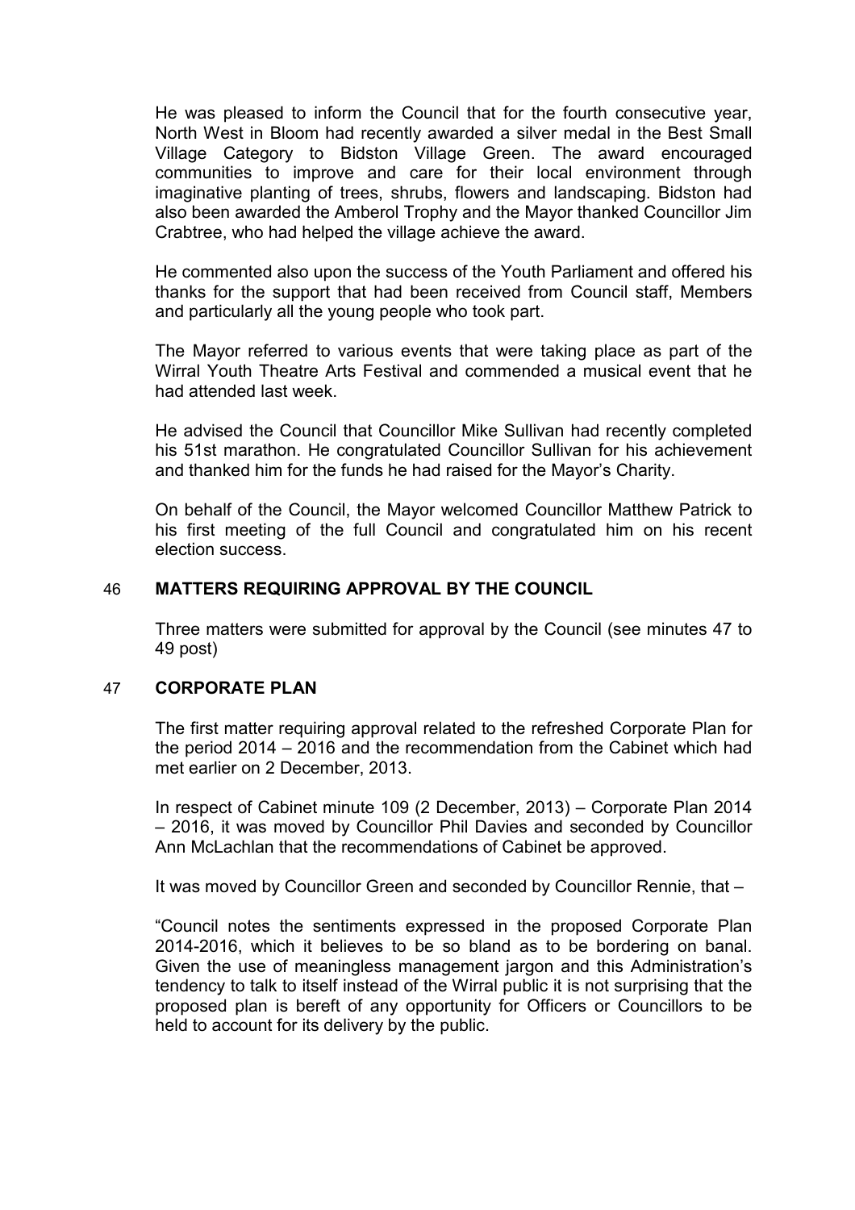He was pleased to inform the Council that for the fourth consecutive year, North West in Bloom had recently awarded a silver medal in the Best Small Village Category to Bidston Village Green. The award encouraged communities to improve and care for their local environment through imaginative planting of trees, shrubs, flowers and landscaping. Bidston had also been awarded the Amberol Trophy and the Mayor thanked Councillor Jim Crabtree, who had helped the village achieve the award.

He commented also upon the success of the Youth Parliament and offered his thanks for the support that had been received from Council staff, Members and particularly all the young people who took part.

The Mayor referred to various events that were taking place as part of the Wirral Youth Theatre Arts Festival and commended a musical event that he had attended last week.

He advised the Council that Councillor Mike Sullivan had recently completed his 51st marathon. He congratulated Councillor Sullivan for his achievement and thanked him for the funds he had raised for the Mayor's Charity.

On behalf of the Council, the Mayor welcomed Councillor Matthew Patrick to his first meeting of the full Council and congratulated him on his recent election success.

## 46 MATTERS REQUIRING APPROVAL BY THE COUNCIL

Three matters were submitted for approval by the Council (see minutes 47 to 49 post)

## 47 CORPORATE PLAN

The first matter requiring approval related to the refreshed Corporate Plan for the period 2014 – 2016 and the recommendation from the Cabinet which had met earlier on 2 December, 2013.

In respect of Cabinet minute 109 (2 December, 2013) – Corporate Plan 2014 – 2016, it was moved by Councillor Phil Davies and seconded by Councillor Ann McLachlan that the recommendations of Cabinet be approved.

It was moved by Councillor Green and seconded by Councillor Rennie, that –

"Council notes the sentiments expressed in the proposed Corporate Plan 2014-2016, which it believes to be so bland as to be bordering on banal. Given the use of meaningless management jargon and this Administration's tendency to talk to itself instead of the Wirral public it is not surprising that the proposed plan is bereft of any opportunity for Officers or Councillors to be held to account for its delivery by the public.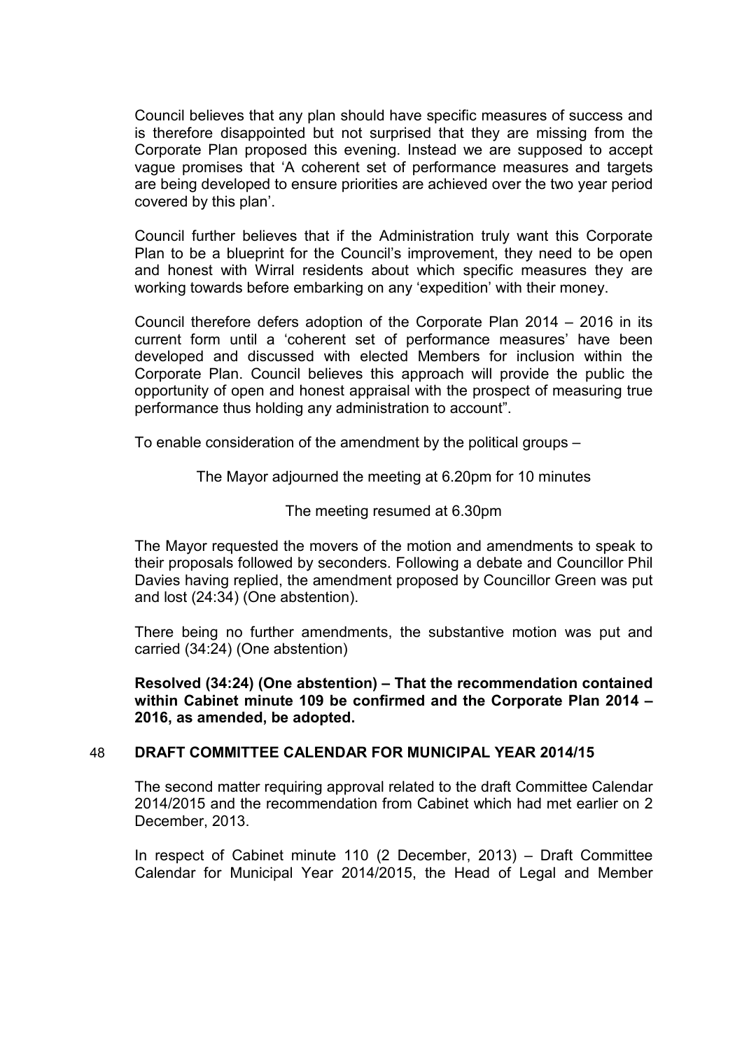Council believes that any plan should have specific measures of success and is therefore disappointed but not surprised that they are missing from the Corporate Plan proposed this evening. Instead we are supposed to accept vague promises that 'A coherent set of performance measures and targets are being developed to ensure priorities are achieved over the two year period covered by this plan'.

Council further believes that if the Administration truly want this Corporate Plan to be a blueprint for the Council's improvement, they need to be open and honest with Wirral residents about which specific measures they are working towards before embarking on any 'expedition' with their money.

Council therefore defers adoption of the Corporate Plan 2014 – 2016 in its current form until a 'coherent set of performance measures' have been developed and discussed with elected Members for inclusion within the Corporate Plan. Council believes this approach will provide the public the opportunity of open and honest appraisal with the prospect of measuring true performance thus holding any administration to account".

To enable consideration of the amendment by the political groups –

The Mayor adjourned the meeting at 6.20pm for 10 minutes

The meeting resumed at 6.30pm

The Mayor requested the movers of the motion and amendments to speak to their proposals followed by seconders. Following a debate and Councillor Phil Davies having replied, the amendment proposed by Councillor Green was put and lost (24:34) (One abstention).

There being no further amendments, the substantive motion was put and carried (34:24) (One abstention)

**Resolved (34:24) (One abstention) – That the recommendation contained within Cabinet minute 109 be confirmed and the Corporate Plan 2014 – 2016, as amended, be adopted.**

## 48 DRAFT COMMITTEE CALENDAR FOR MUNICIPAL YEAR 2014/15

The second matter requiring approval related to the draft Committee Calendar 2014/2015 and the recommendation from Cabinet which had met earlier on 2 December, 2013.

In respect of Cabinet minute 110 (2 December, 2013) – Draft Committee Calendar for Municipal Year 2014/2015, the Head of Legal and Member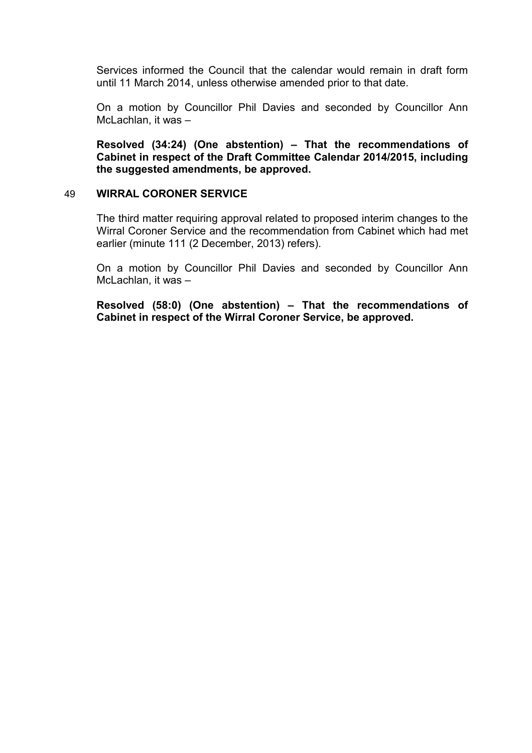Services informed the Council that the calendar would remain in draft form until 11 March 2014, unless otherwise amended prior to that date.

On a motion by Councillor Phil Davies and seconded by Councillor Ann McLachlan, it was –

**Resolved (34:24) (One abstention) – That the recommendations of Cabinet in respect of the Draft Committee Calendar 2014/2015, including the suggested amendments, be approved.**

## 49 WIRRAL CORONER SERVICE

The third matter requiring approval related to proposed interim changes to the Wirral Coroner Service and the recommendation from Cabinet which had met earlier (minute 111 (2 December, 2013) refers).

On a motion by Councillor Phil Davies and seconded by Councillor Ann McLachlan, it was –

**Resolved (58:0) (One abstention) – That the recommendations of Cabinet in respect of the Wirral Coroner Service, be approved.**